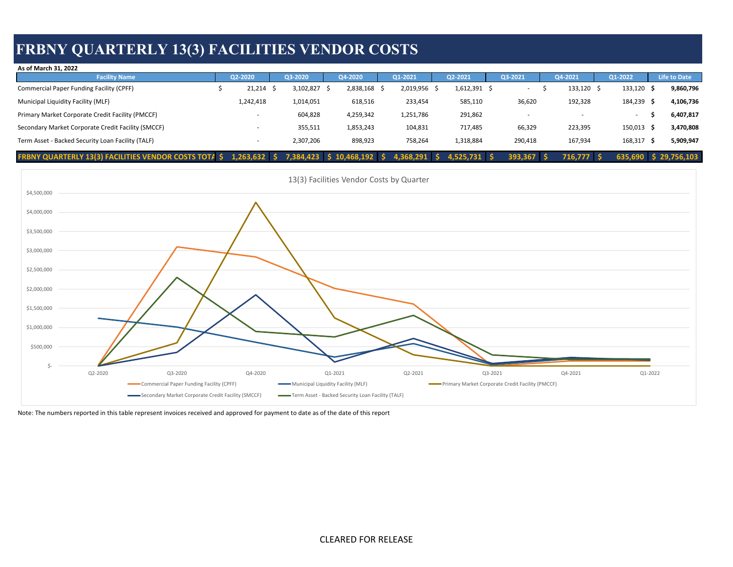# FRBNY QUARTERLY 13(3) FACILITIES VENDOR COSTS

**As of March 31, 2022**

| Facility Name | Q2-2020 | Q3-2020 | Q4-2020 | Q1-2021 | Q2-2021 | Q3-2021 | Q4-2021 | Q1-2022 | Life to Date |
|---|---|---|---|---|---|---|---|---|---|
| Commercial Paper Funding Facility (CPFF) | $ 21,214 | $ 3,102,827 | $ 2,838,168 | $ 2,019,956 | $ 1,612,391 | $ - | $ 133,120 | $ 133,120 | **$ 9,860,796** |
| Municipal Liquidity Facility (MLF) | 1,242,418 | 1,014,051 | 618,516 | 233,454 | 585,110 | 36,620 | 192,328 | 184,239 | **$ 4,106,736** |
| Primary Market Corporate Credit Facility (PMCCF) | - | 604,828 | 4,259,342 | 1,251,786 | 291,862 | - | - | - | **$ 6,407,817** |
| Secondary Market Corporate Credit Facility (SMCCF) | - | 355,511 | 1,853,243 | 104,831 | 717,485 | 66,329 | 223,395 | 150,013 | **$ 3,470,808** |
| Term Asset - Backed Security Loan Facility (TALF) | - | 2,307,206 | 898,923 | 758,264 | 1,318,884 | 290,418 | 167,934 | 168,317 | **$ 5,909,947** |
| **FRBNY QUARTERLY 13(3) FACILITIES VENDOR COSTS TOTA** | **$ 1,263,632** | **$ 7,384,423** | **$ 10,468,192** | **$ 4,368,291** | **$ 4,525,731** | **$ 393,367** | **$ 716,777** | **$ 635,690** | **$ 29,756,103** |

13(3) Facilities Vendor Costs by Quarter

Note: The numbers reported in this table represent invoices received and approved for payment to date as of the date of this report

CLEARED FOR RELEASE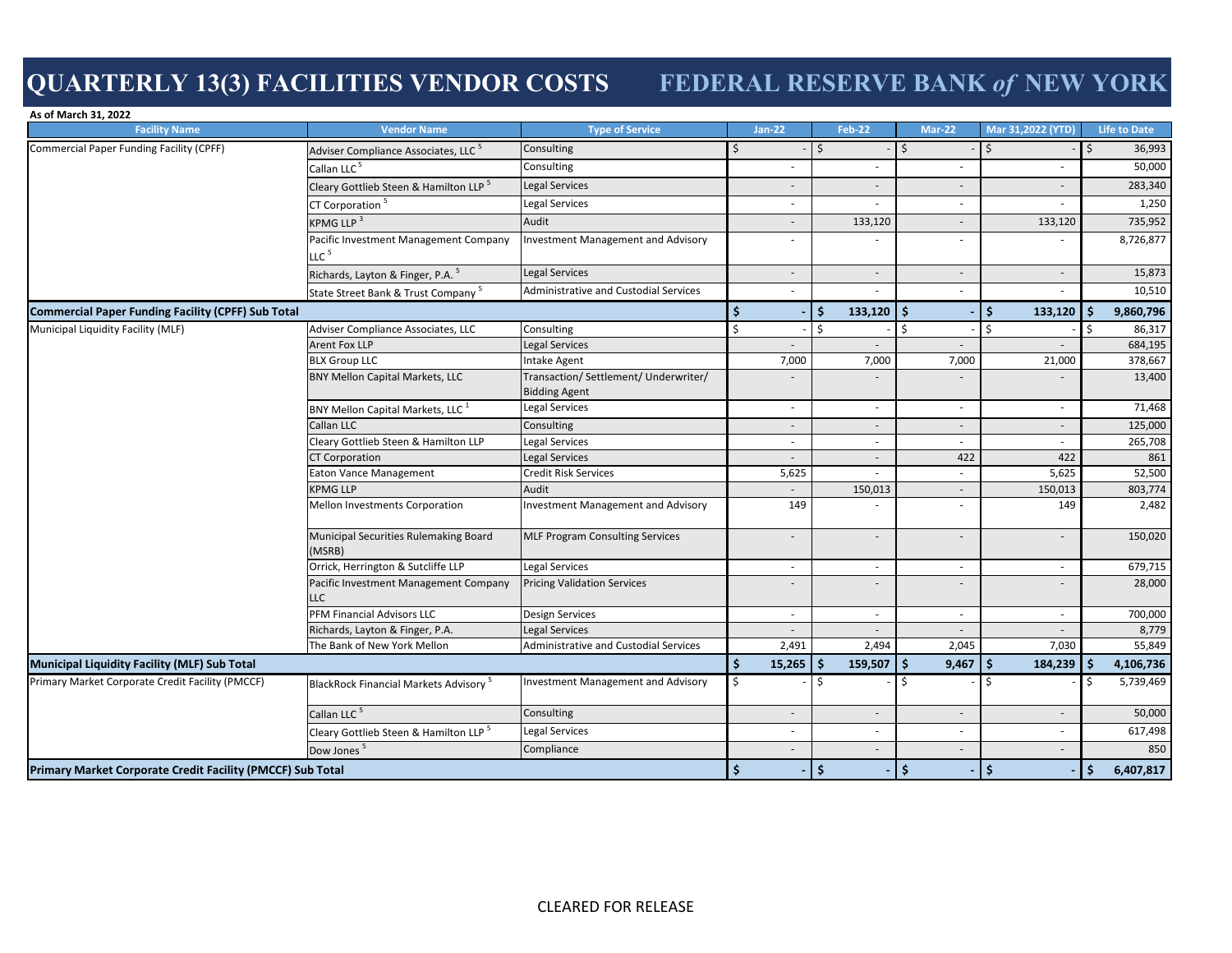# QUARTERLY 13(3) FACILITIES VENDOR COSTS — FEDERAL RESERVE BANK *of* NEW YORK

**As of March 31, 2022**

| Facility Name | Vendor Name | Type of Service | Jan-22 | Feb-22 | Mar-22 | Mar 31,2022 (YTD) | Life to Date |
|---|---|---|---|---|---|---|---|
| Commercial Paper Funding Facility (CPFF) | Adviser Compliance Associates, LLC [5] | Consulting | $ - | $ - | $ - | $ - | $ 36,993 |
| | Callan LLC [5] | Consulting | - | - | - | - | 50,000 |
| | Cleary Gottlieb Steen & Hamilton LLP [5] | Legal Services | - | - | - | - | 283,340 |
| | CT Corporation [5] | Legal Services | - | - | - | - | 1,250 |
| | KPMG LLP [3] | Audit | - | 133,120 | - | 133,120 | 735,952 |
| | Pacific Investment Management Company LLC [5] | Investment Management and Advisory | - | - | - | - | 8,726,877 |
| | Richards, Layton & Finger, P.A. [5] | Legal Services | - | - | - | - | 15,873 |
| | State Street Bank & Trust Company [5] | Administrative and Custodial Services | - | - | - | - | 10,510 |
| **Commercial Paper Funding Facility (CPFF) Sub Total** | | | **$ -** | **$ 133,120** | **$ -** | **$ 133,120** | **$ 9,860,796** |
| Municipal Liquidity Facility (MLF) | Adviser Compliance Associates, LLC | Consulting | $ - | $ - | $ - | $ - | $ 86,317 |
| | Arent Fox LLP | Legal Services | - | - | - | - | 684,195 |
| | BLX Group LLC | Intake Agent | 7,000 | 7,000 | 7,000 | 21,000 | 378,667 |
| | BNY Mellon Capital Markets, LLC | Transaction/ Settlement/ Underwriter/ Bidding Agent | - | - | - | - | 13,400 |
| | BNY Mellon Capital Markets, LLC [1] | Legal Services | - | - | - | - | 71,468 |
| | Callan LLC | Consulting | - | - | - | - | 125,000 |
| | Cleary Gottlieb Steen & Hamilton LLP | Legal Services | - | - | - | - | 265,708 |
| | CT Corporation | Legal Services | - | - | 422 | 422 | 861 |
| | Eaton Vance Management | Credit Risk Services | 5,625 | - | - | 5,625 | 52,500 |
| | KPMG LLP | Audit | - | 150,013 | - | 150,013 | 803,774 |
| | Mellon Investments Corporation | Investment Management and Advisory | 149 | - | - | 149 | 2,482 |
| | Municipal Securities Rulemaking Board (MSRB) | MLF Program Consulting Services | - | - | - | - | 150,020 |
| | Orrick, Herrington & Sutcliffe LLP | Legal Services | - | - | - | - | 679,715 |
| | Pacific Investment Management Company LLC | Pricing Validation Services | - | - | - | - | 28,000 |
| | PFM Financial Advisors LLC | Design Services | - | - | - | - | 700,000 |
| | Richards, Layton & Finger, P.A. | Legal Services | - | - | - | - | 8,779 |
| | The Bank of New York Mellon | Administrative and Custodial Services | 2,491 | 2,494 | 2,045 | 7,030 | 55,849 |
| **Municipal Liquidity Facility (MLF) Sub Total** | | | **$ 15,265** | **$ 159,507** | **$ 9,467** | **$ 184,239** | **$ 4,106,736** |
| Primary Market Corporate Credit Facility (PMCCF) | BlackRock Financial Markets Advisory [5] | Investment Management and Advisory | $ - | $ - | $ - | $ - | $ 5,739,469 |
| | Callan LLC [5] | Consulting | - | - | - | - | 50,000 |
| | Cleary Gottlieb Steen & Hamilton LLP [5] | Legal Services | - | - | - | - | 617,498 |
| | Dow Jones [5] | Compliance | - | - | - | - | 850 |
| **Primary Market Corporate Credit Facility (PMCCF) Sub Total** | | | **$ -** | **$ -** | **$ -** | **$ -** | **$ 6,407,817** |

CLEARED FOR RELEASE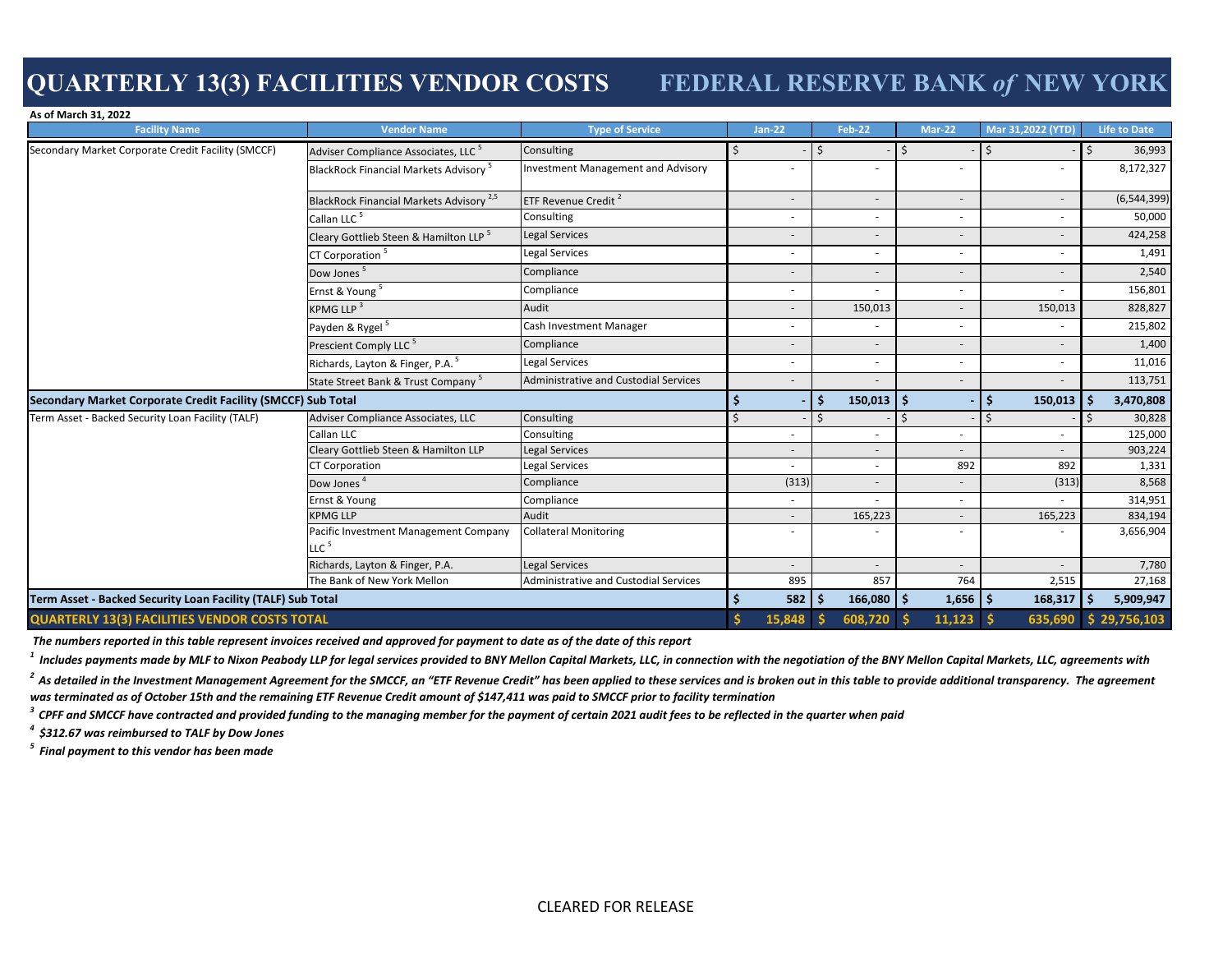# QUARTERLY 13(3) FACILITIES VENDOR COSTS — FEDERAL RESERVE BANK *of* NEW YORK

**As of March 31, 2022**

| Facility Name | Vendor Name | Type of Service | Jan-22 | Feb-22 | Mar-22 | Mar 31,2022 (YTD) | Life to Date |
|---|---|---|---|---|---|---|---|
| Secondary Market Corporate Credit Facility (SMCCF) | Adviser Compliance Associates, LLC [5] | Consulting | $ - | $ - | $ - | $ - | $ 36,993 |
| | BlackRock Financial Markets Advisory [5] | Investment Management and Advisory | - | - | - | - | 8,172,327 |
| | BlackRock Financial Markets Advisory [2,5] | ETF Revenue Credit [2] | - | - | - | - | (6,544,399) |
| | Callan LLC [5] | Consulting | - | - | - | - | 50,000 |
| | Cleary Gottlieb Steen & Hamilton LLP [5] | Legal Services | - | - | - | - | 424,258 |
| | CT Corporation [5] | Legal Services | - | - | - | - | 1,491 |
| | Dow Jones [5] | Compliance | - | - | - | - | 2,540 |
| | Ernst & Young [5] | Compliance | - | - | - | - | 156,801 |
| | KPMG LLP [3] | Audit | - | 150,013 | - | 150,013 | 828,827 |
| | Payden & Rygel [5] | Cash Investment Manager | - | - | - | - | 215,802 |
| | Prescient Comply LLC [5] | Compliance | - | - | - | - | 1,400 |
| | Richards, Layton & Finger, P.A. [5] | Legal Services | - | - | - | - | 11,016 |
| | State Street Bank & Trust Company [5] | Administrative and Custodial Services | - | - | - | - | 113,751 |
| **Secondary Market Corporate Credit Facility (SMCCF) Sub Total** | | | **$ -** | **$ 150,013** | **$ -** | **$ 150,013** | **$ 3,470,808** |
| Term Asset - Backed Security Loan Facility (TALF) | Adviser Compliance Associates, LLC | Consulting | $ - | $ - | $ - | $ - | $ 30,828 |
| | Callan LLC | Consulting | - | - | - | - | 125,000 |
| | Cleary Gottlieb Steen & Hamilton LLP | Legal Services | - | - | - | - | 903,224 |
| | CT Corporation | Legal Services | - | - | 892 | 892 | 1,331 |
| | Dow Jones [4] | Compliance | (313) | - | - | (313) | 8,568 |
| | Ernst & Young | Compliance | - | - | - | - | 314,951 |
| | KPMG LLP | Audit | - | 165,223 | - | 165,223 | 834,194 |
| | Pacific Investment Management Company LLC [5] | Collateral Monitoring | - | - | - | - | 3,656,904 |
| | Richards, Layton & Finger, P.A. | Legal Services | - | - | - | - | 7,780 |
| | The Bank of New York Mellon | Administrative and Custodial Services | 895 | 857 | 764 | 2,515 | 27,168 |
| **Term Asset - Backed Security Loan Facility (TALF) Sub Total** | | | **$ 582** | **$ 166,080** | **$ 1,656** | **$ 168,317** | **$ 5,909,947** |
| **QUARTERLY 13(3) FACILITIES VENDOR COSTS TOTAL** | | | **$ 15,848** | **$ 608,720** | **$ 11,123** | **$ 635,690** | **$ 29,756,103** |

*The numbers reported in this table represent invoices received and approved for payment to date as of the date of this report*

*[1] Includes payments made by MLF to Nixon Peabody LLP for legal services provided to BNY Mellon Capital Markets, LLC, in connection with the negotiation of the BNY Mellon Capital Markets, LLC, agreements with*

*[2] As detailed in the Investment Management Agreement for the SMCCF, an "ETF Revenue Credit" has been applied to these services and is broken out in this table to provide additional transparency. The agreement was terminated as of October 15th and the remaining ETF Revenue Credit amount of $147,411 was paid to SMCCF prior to facility termination*

*[3] CPFF and SMCCF have contracted and provided funding to the managing member for the payment of certain 2021 audit fees to be reflected in the quarter when paid*

*[4] $312.67 was reimbursed to TALF by Dow Jones*

*[5] Final payment to this vendor has been made*

CLEARED FOR RELEASE